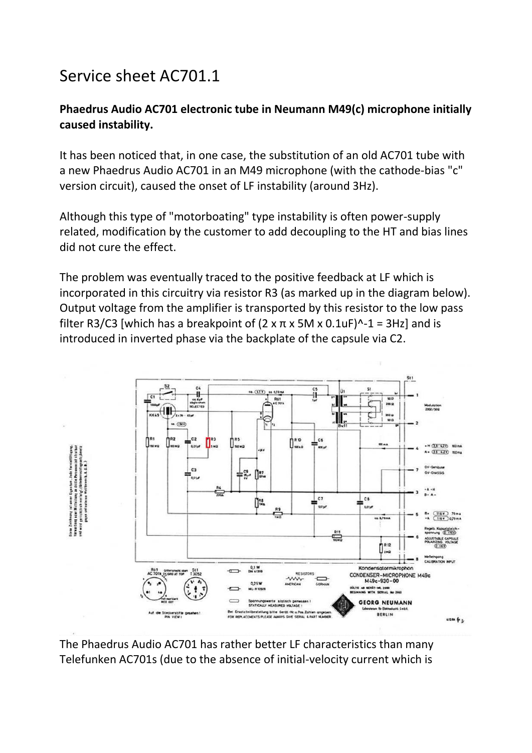# Service sheet AC701.1

**Phaedrus Audio AC701 electronic tube in Neumann M49(c) microphone initially caused instability.**

It has been noticed that, in one case, the substitution of an old AC701 tube with a new Phaedrus Audio AC701 in an M49 microphone (with the cathode-bias "c" version circuit), caused the onset of LF instability (around 3Hz).

Although this type of "motorboating" type instability is often power-supply related, modification by the customer to add decoupling to the HT and bias lines did not cure the effect.

The problem was eventually traced to the positive feedback at LF which is incorporated in this circuitry via resistor R3 (as marked up in the diagram below). Output voltage from the amplifier is transported by this resistor to the low pass filter R3/C3 [which has a breakpoint of $(2 \times \pi \times 5M \times 0.1uF)^{-1} = 3Hz$] and is introduced in inverted phase via the backplate of the capsule via C2.

The Phaedrus Audio AC701 has rather better LF characteristics than many Telefunken AC701s (due to the absence of initial-velocity current which is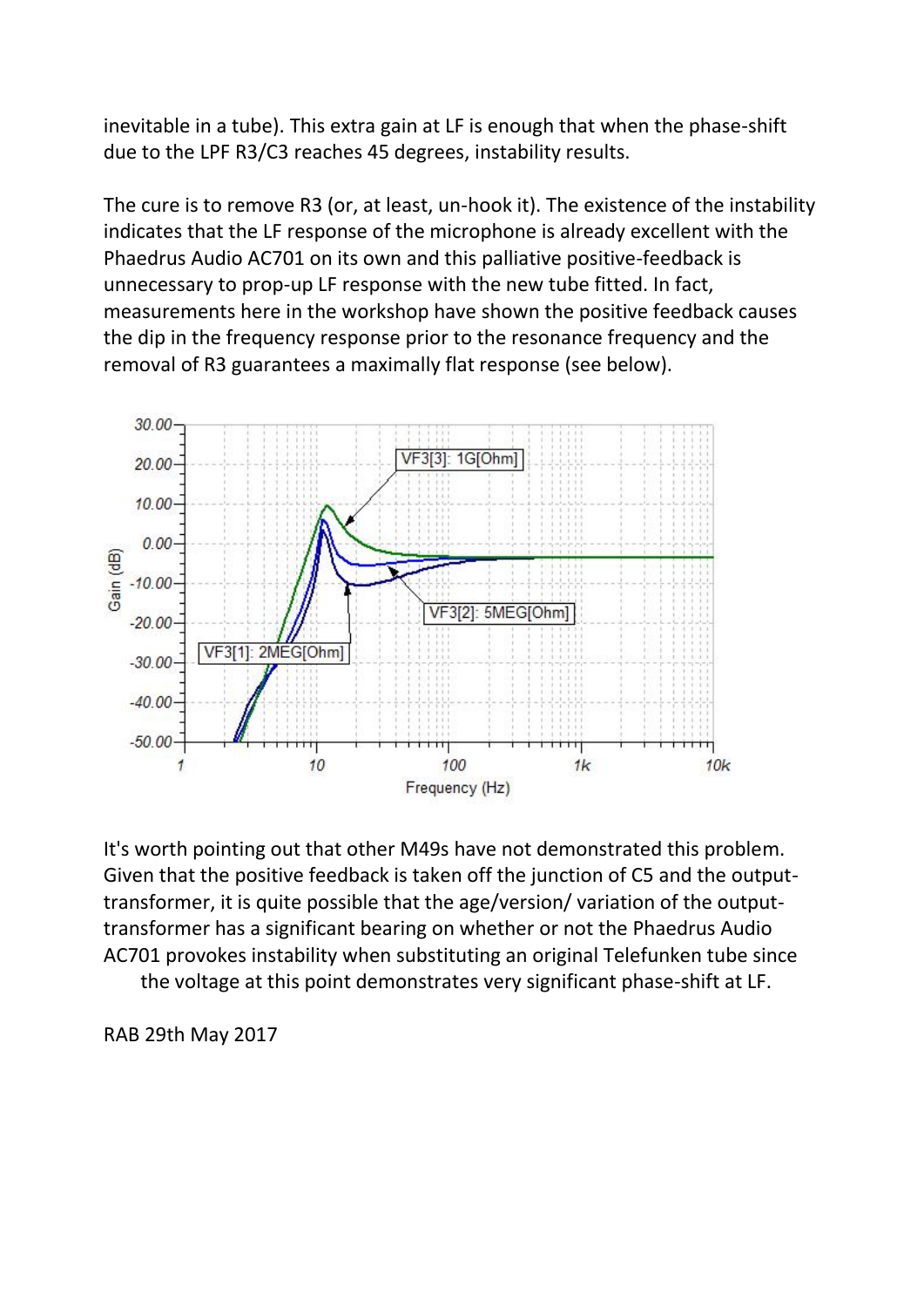inevitable in a tube). This extra gain at LF is enough that when the phase-shift due to the LPF R3/C3 reaches 45 degrees, instability results.

The cure is to remove R3 (or, at least, un-hook it). The existence of the instability indicates that the LF response of the microphone is already excellent with the Phaedrus Audio AC701 on its own and this palliative positive-feedback is unnecessary to prop-up LF response with the new tube fitted. In fact, measurements here in the workshop have shown the positive feedback causes the dip in the frequency response prior to the resonance frequency and the removal of R3 guarantees a maximally flat response (see below).

30.00
20.00
10.00
0.00
-10.00
-20.00
-30.00
-40.00
-50.00
Gain (dB)
1
10
100
1k
10k
Frequency (Hz)
VF3[3]: 1G[Ohm]
VF3[2]: 5MEG[Ohm]
VF3[1]: 2MEG[Ohm]

It's worth pointing out that other M49s have not demonstrated this problem. Given that the positive feedback is taken off the junction of C5 and the output-transformer, it is quite possible that the age/version/ variation of the output-transformer has a significant bearing on whether or not the Phaedrus Audio AC701 provokes instability when substituting an original Telefunken tube since the voltage at this point demonstrates very significant phase-shift at LF.

RAB 29th May 2017